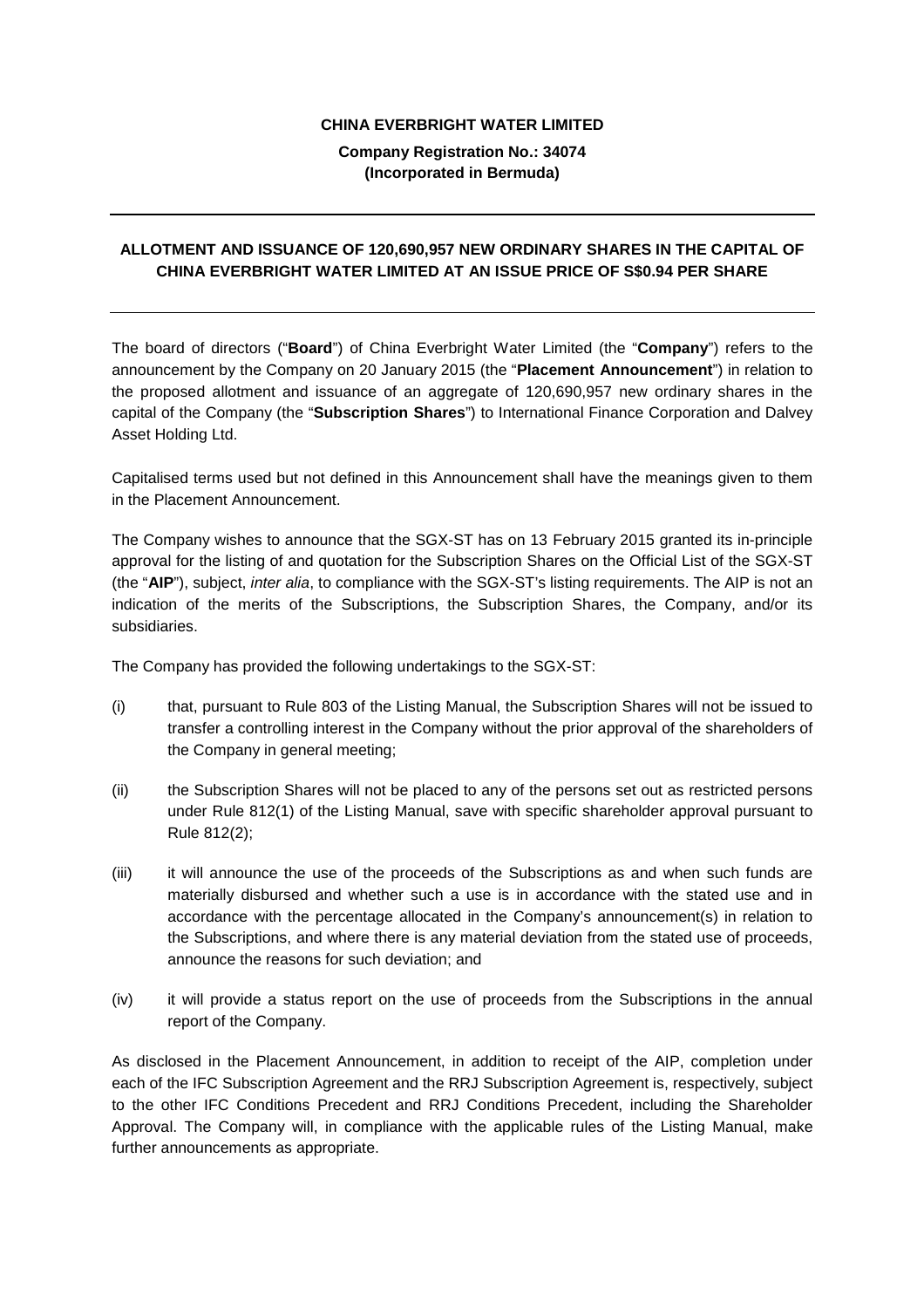**CHINA EVERBRIGHT WATER LIMITED**

**Company Registration No.: 34074**
**(Incorporated in Bermuda)**

---

**ALLOTMENT AND ISSUANCE OF 120,690,957 NEW ORDINARY SHARES IN THE CAPITAL OF CHINA EVERBRIGHT WATER LIMITED AT AN ISSUE PRICE OF S$0.94 PER SHARE**

---

The board of directors ("**Board**") of China Everbright Water Limited (the "**Company**") refers to the announcement by the Company on 20 January 2015 (the "**Placement Announcement**") in relation to the proposed allotment and issuance of an aggregate of 120,690,957 new ordinary shares in the capital of the Company (the "**Subscription Shares**") to International Finance Corporation and Dalvey Asset Holding Ltd.

Capitalised terms used but not defined in this Announcement shall have the meanings given to them in the Placement Announcement.

The Company wishes to announce that the SGX-ST has on 13 February 2015 granted its in-principle approval for the listing of and quotation for the Subscription Shares on the Official List of the SGX-ST (the "**AIP**"), subject, *inter alia*, to compliance with the SGX-ST's listing requirements. The AIP is not an indication of the merits of the Subscriptions, the Subscription Shares, the Company, and/or its subsidiaries.

The Company has provided the following undertakings to the SGX-ST:

(i) that, pursuant to Rule 803 of the Listing Manual, the Subscription Shares will not be issued to transfer a controlling interest in the Company without the prior approval of the shareholders of the Company in general meeting;

(ii) the Subscription Shares will not be placed to any of the persons set out as restricted persons under Rule 812(1) of the Listing Manual, save with specific shareholder approval pursuant to Rule 812(2);

(iii) it will announce the use of the proceeds of the Subscriptions as and when such funds are materially disbursed and whether such a use is in accordance with the stated use and in accordance with the percentage allocated in the Company's announcement(s) in relation to the Subscriptions, and where there is any material deviation from the stated use of proceeds, announce the reasons for such deviation; and

(iv) it will provide a status report on the use of proceeds from the Subscriptions in the annual report of the Company.

As disclosed in the Placement Announcement, in addition to receipt of the AIP, completion under each of the IFC Subscription Agreement and the RRJ Subscription Agreement is, respectively, subject to the other IFC Conditions Precedent and RRJ Conditions Precedent, including the Shareholder Approval. The Company will, in compliance with the applicable rules of the Listing Manual, make further announcements as appropriate.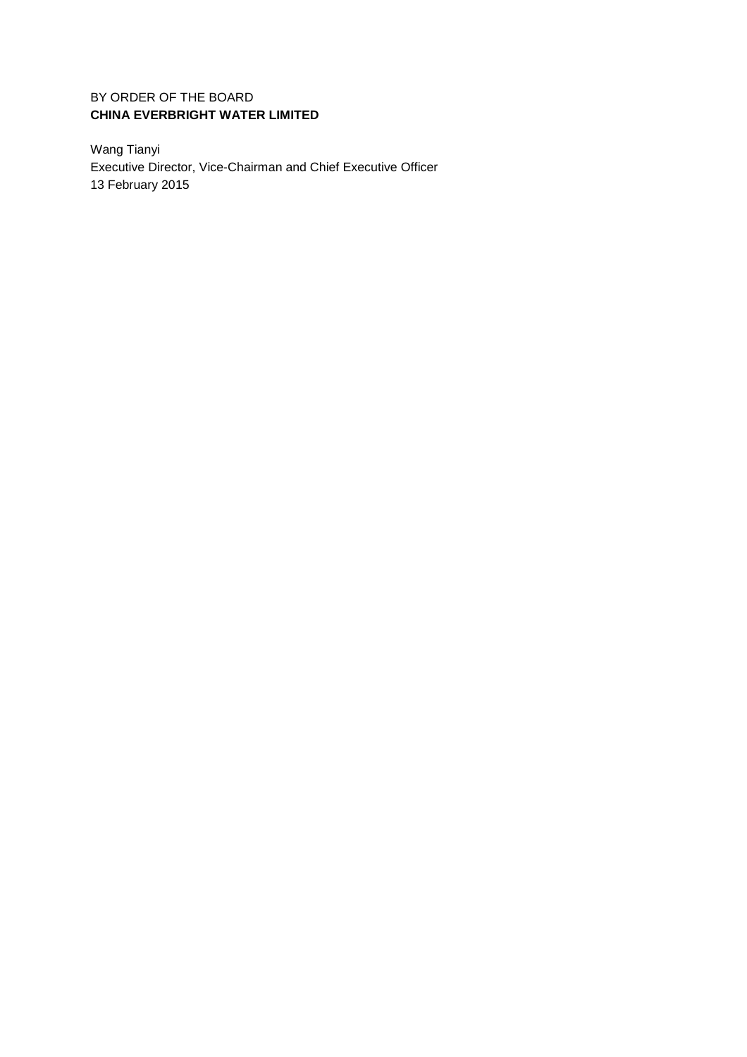BY ORDER OF THE BOARD
**CHINA EVERBRIGHT WATER LIMITED**

Wang Tianyi
Executive Director, Vice-Chairman and Chief Executive Officer
13 February 2015